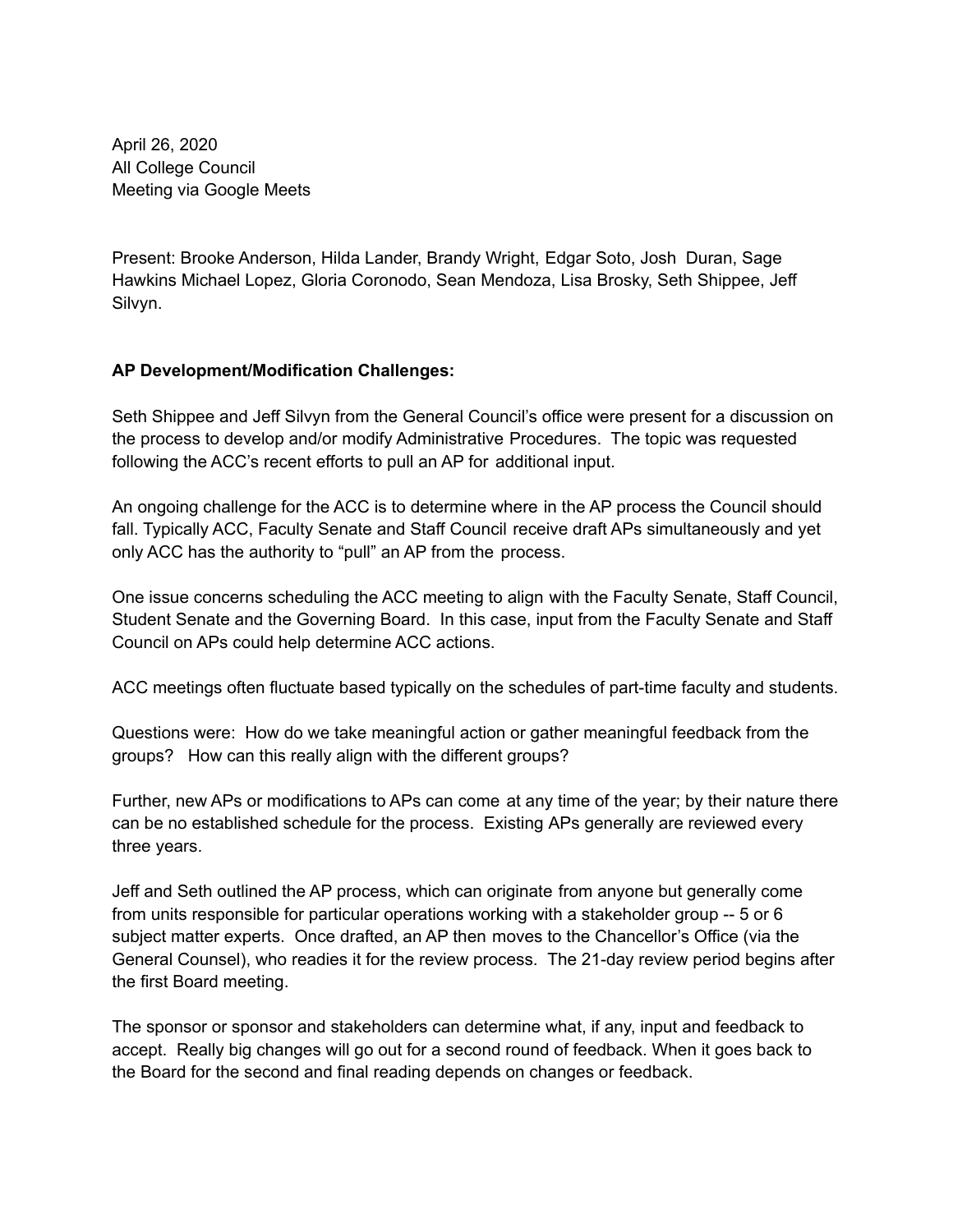April 26, 2020
All College Council
Meeting via Google Meets

Present: Brooke Anderson, Hilda Lander, Brandy Wright, Edgar Soto, Josh Duran, Sage Hawkins Michael Lopez, Gloria Coronodo, Sean Mendoza, Lisa Brosky, Seth Shippee, Jeff Silvyn.

**AP Development/Modification Challenges:**

Seth Shippee and Jeff Silvyn from the General Council's office were present for a discussion on the process to develop and/or modify Administrative Procedures. The topic was requested following the ACC's recent efforts to pull an AP for additional input.

An ongoing challenge for the ACC is to determine where in the AP process the Council should fall. Typically ACC, Faculty Senate and Staff Council receive draft APs simultaneously and yet only ACC has the authority to "pull" an AP from the process.

One issue concerns scheduling the ACC meeting to align with the Faculty Senate, Staff Council, Student Senate and the Governing Board. In this case, input from the Faculty Senate and Staff Council on APs could help determine ACC actions.

ACC meetings often fluctuate based typically on the schedules of part-time faculty and students.

Questions were: How do we take meaningful action or gather meaningful feedback from the groups? How can this really align with the different groups?

Further, new APs or modifications to APs can come at any time of the year; by their nature there can be no established schedule for the process. Existing APs generally are reviewed every three years.

Jeff and Seth outlined the AP process, which can originate from anyone but generally come from units responsible for particular operations working with a stakeholder group -- 5 or 6 subject matter experts. Once drafted, an AP then moves to the Chancellor's Office (via the General Counsel), who readies it for the review process. The 21-day review period begins after the first Board meeting.

The sponsor or sponsor and stakeholders can determine what, if any, input and feedback to accept. Really big changes will go out for a second round of feedback. When it goes back to the Board for the second and final reading depends on changes or feedback.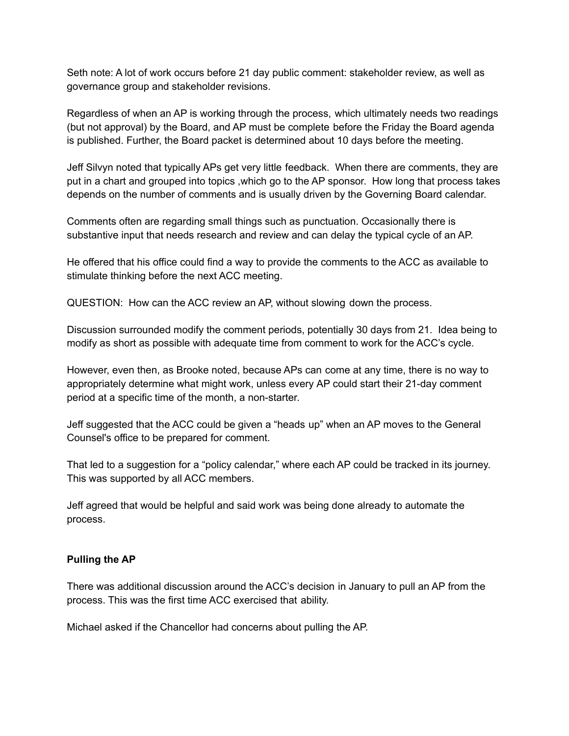Seth note: A lot of work occurs before 21 day public comment: stakeholder review, as well as governance group and stakeholder revisions.

Regardless of when an AP is working through the process, which ultimately needs two readings (but not approval) by the Board, and AP must be complete before the Friday the Board agenda is published. Further, the Board packet is determined about 10 days before the meeting.

Jeff Silvyn noted that typically APs get very little feedback. When there are comments, they are put in a chart and grouped into topics ,which go to the AP sponsor. How long that process takes depends on the number of comments and is usually driven by the Governing Board calendar.

Comments often are regarding small things such as punctuation. Occasionally there is substantive input that needs research and review and can delay the typical cycle of an AP.

He offered that his office could find a way to provide the comments to the ACC as available to stimulate thinking before the next ACC meeting.

QUESTION: How can the ACC review an AP, without slowing down the process.

Discussion surrounded modify the comment periods, potentially 30 days from 21. Idea being to modify as short as possible with adequate time from comment to work for the ACC's cycle.

However, even then, as Brooke noted, because APs can come at any time, there is no way to appropriately determine what might work, unless every AP could start their 21-day comment period at a specific time of the month, a non-starter.

Jeff suggested that the ACC could be given a "heads up" when an AP moves to the General Counsel's office to be prepared for comment.

That led to a suggestion for a "policy calendar," where each AP could be tracked in its journey. This was supported by all ACC members.

Jeff agreed that would be helpful and said work was being done already to automate the process.

**Pulling the AP**

There was additional discussion around the ACC's decision in January to pull an AP from the process. This was the first time ACC exercised that ability.

Michael asked if the Chancellor had concerns about pulling the AP.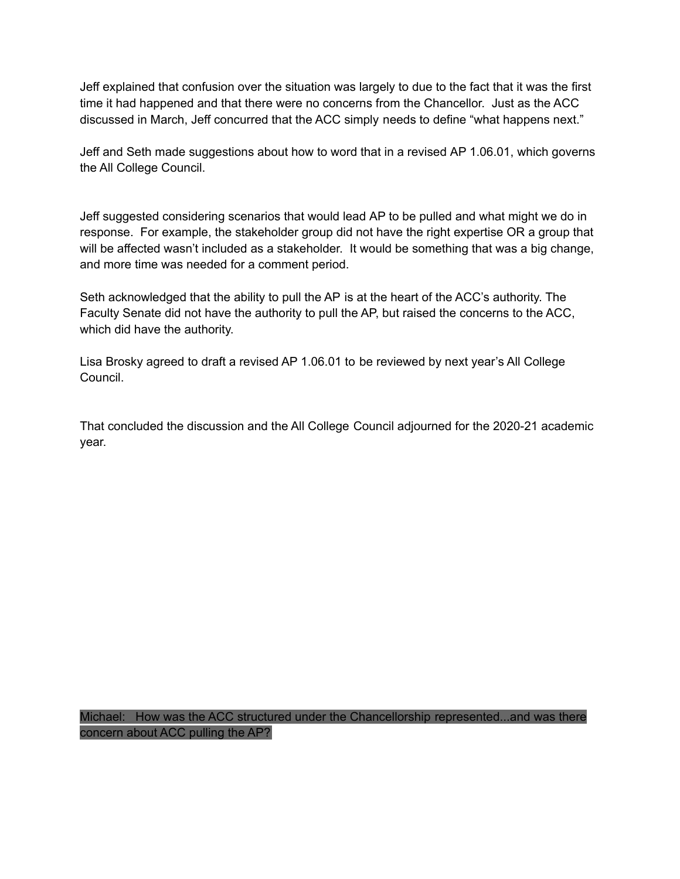Jeff explained that confusion over the situation was largely to due to the fact that it was the first time it had happened and that there were no concerns from the Chancellor. Just as the ACC discussed in March, Jeff concurred that the ACC simply needs to define "what happens next."

Jeff and Seth made suggestions about how to word that in a revised AP 1.06.01, which governs the All College Council.

Jeff suggested considering scenarios that would lead AP to be pulled and what might we do in response. For example, the stakeholder group did not have the right expertise OR a group that will be affected wasn't included as a stakeholder. It would be something that was a big change, and more time was needed for a comment period.

Seth acknowledged that the ability to pull the AP is at the heart of the ACC's authority. The Faculty Senate did not have the authority to pull the AP, but raised the concerns to the ACC, which did have the authority.

Lisa Brosky agreed to draft a revised AP 1.06.01 to be reviewed by next year's All College Council.

That concluded the discussion and the All College Council adjourned for the 2020-21 academic year.

Michael: How was the ACC structured under the Chancellorship represented...and was there concern about ACC pulling the AP?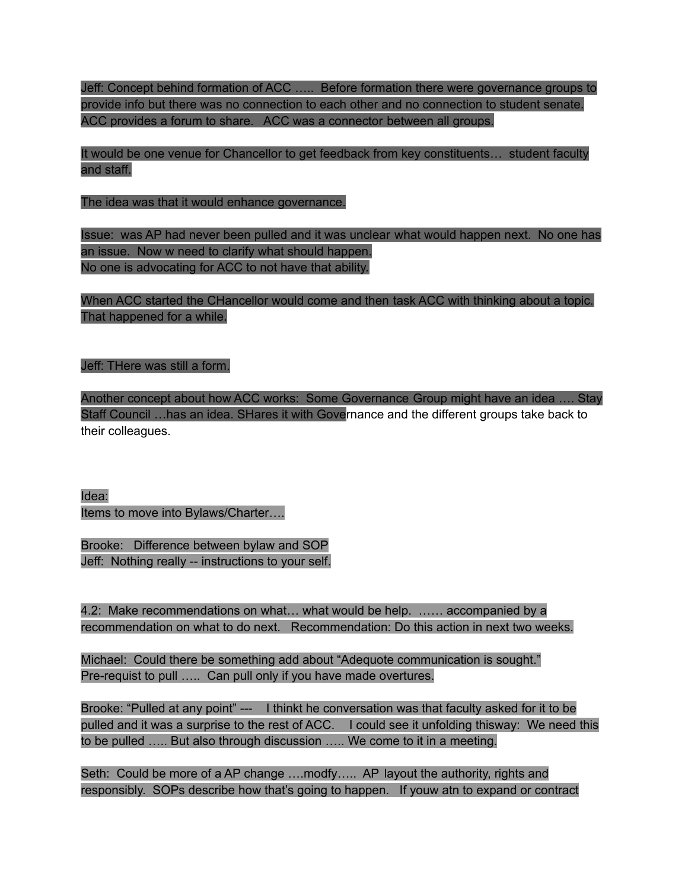Jeff: Concept behind formation of ACC ….. Before formation there were governance groups to provide info but there was no connection to each other and no connection to student senate. ACC provides a forum to share. ACC was a connector between all groups.

It would be one venue for Chancellor to get feedback from key constituents… student faculty and staff.

The idea was that it would enhance governance.

Issue: was AP had never been pulled and it was unclear what would happen next. No one has an issue. Now w need to clarify what should happen.
No one is advocating for ACC to not have that ability.

When ACC started the CHancellor would come and then task ACC with thinking about a topic. That happened for a while.

Jeff: THere was still a form.

Another concept about how ACC works: Some Governance Group might have an idea …. Stay Staff Council …has an idea. SHares it with Governance and the different groups take back to their colleagues.

Idea:
Items to move into Bylaws/Charter….

Brooke: Difference between bylaw and SOP
Jeff: Nothing really -- instructions to your self.

4.2: Make recommendations on what… what would be help. …… accompanied by a recommendation on what to do next. Recommendation: Do this action in next two weeks.

Michael: Could there be something add about "Adequote communication is sought."
Pre-requist to pull ….. Can pull only if you have made overtures.

Brooke: "Pulled at any point" --- I thinkt he conversation was that faculty asked for it to be pulled and it was a surprise to the rest of ACC. I could see it unfolding thisway: We need this to be pulled ….. But also through discussion ….. We come to it in a meeting.

Seth: Could be more of a AP change ….modfy….. AP layout the authority, rights and responsibly. SOPs describe how that's going to happen. If youw atn to expand or contract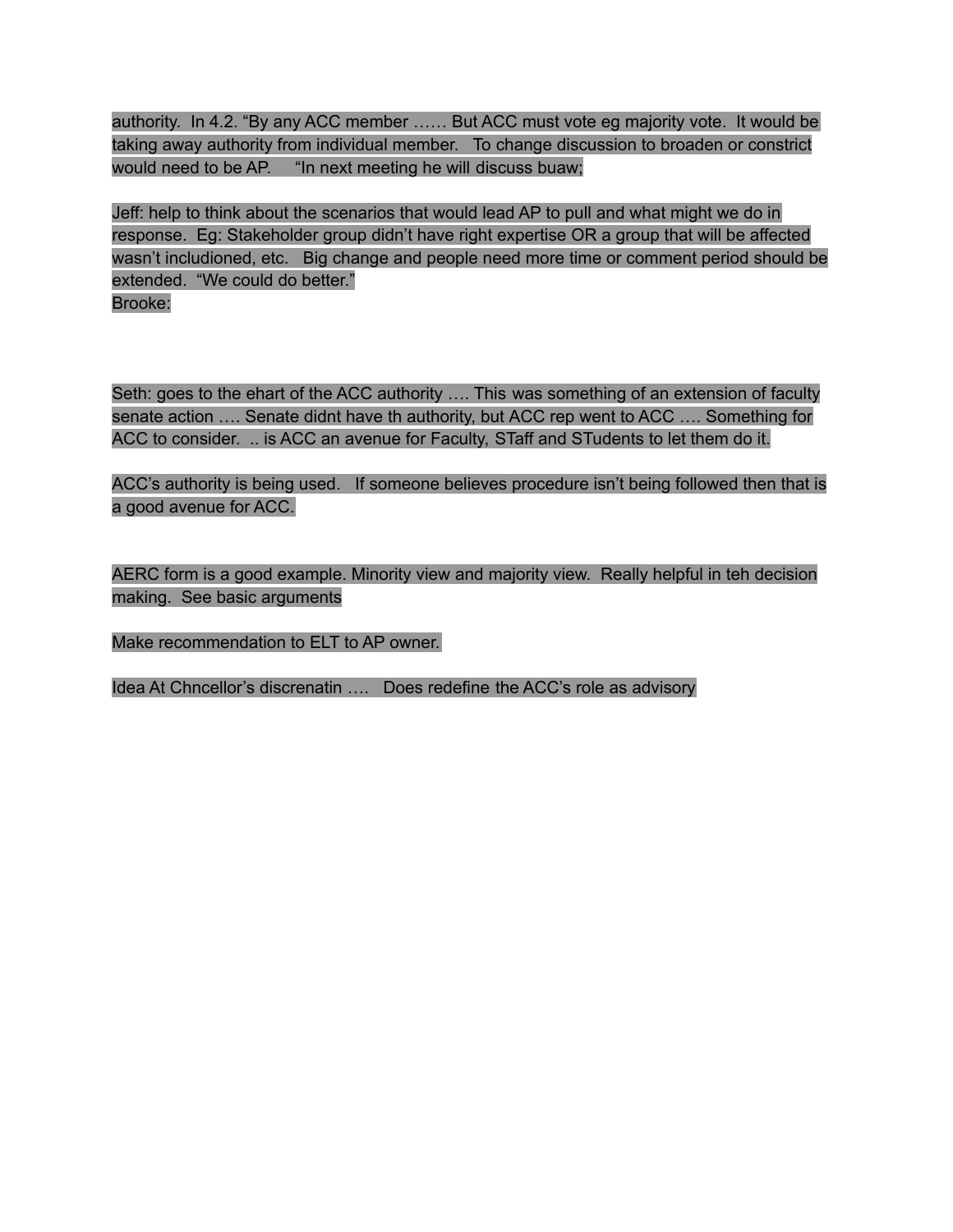authority. In 4.2. "By any ACC member …… But ACC must vote eg majority vote. It would be taking away authority from individual member. To change discussion to broaden or constrict would need to be AP. "In next meeting he will discuss buaw;

Jeff: help to think about the scenarios that would lead AP to pull and what might we do in response. Eg: Stakeholder group didn't have right expertise OR a group that will be affected wasn't includioned, etc. Big change and people need more time or comment period should be extended. "We could do better."

Brooke:

Seth: goes to the ehart of the ACC authority …. This was something of an extension of faculty senate action …. Senate didnt have th authority, but ACC rep went to ACC …. Something for ACC to consider. .. is ACC an avenue for Faculty, STaff and STudents to let them do it.

ACC's authority is being used. If someone believes procedure isn't being followed then that is a good avenue for ACC.

AERC form is a good example. Minority view and majority view. Really helpful in teh decision making. See basic arguments

Make recommendation to ELT to AP owner.

Idea At Chncellor's discrenatin …. Does redefine the ACC's role as advisory